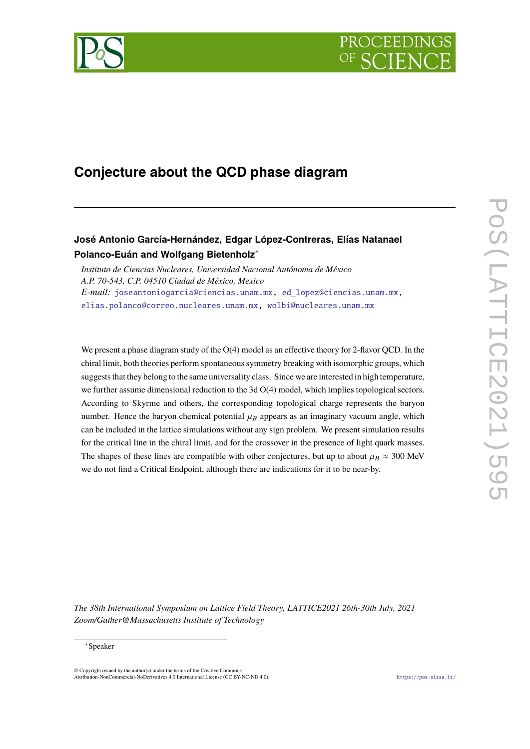# Conjecture about the QCD phase diagram

**José Antonio García-Hernández, Edgar López-Contreras, Elías Natanael Polanco-Euán and Wolfgang Bietenholz***

*Instituto de Ciencias Nucleares, Universidad Nacional Autónoma de México*
*A.P. 70-543, C.P. 04510 Ciudad de México, Mexico*
*E-mail:* joseantoniogarcia@ciencias.unam.mx, ed_lopez@ciencias.unam.mx, elias.polanco@correo.nucleares.unam.mx, wolbi@nucleares.unam.mx

We present a phase diagram study of the O(4) model as an effective theory for 2-flavor QCD. In the chiral limit, both theories perform spontaneous symmetry breaking with isomorphic groups, which suggests that they belong to the same universality class. Since we are interested in high temperature, we further assume dimensional reduction to the 3d O(4) model, which implies topological sectors. According to Skyrme and others, the corresponding topological charge represents the baryon number. Hence the baryon chemical potential $\mu_B$ appears as an imaginary vacuum angle, which can be included in the lattice simulations without any sign problem. We present simulation results for the critical line in the chiral limit, and for the crossover in the presence of light quark masses. The shapes of these lines are compatible with other conjectures, but up to about $\mu_B \approx 300$ MeV we do not find a Critical Endpoint, although there are indications for it to be near-by.

*The 38th International Symposium on Lattice Field Theory, LATTICE2021 26th-30th July, 2021*
*Zoom/Gather@Massachusetts Institute of Technology*

*Speaker

© Copyright owned by the author(s) under the terms of the Creative Commons Attribution-NonCommercial-NoDerivatives 4.0 International License (CC BY-NC-ND 4.0). https://pos.sissa.it/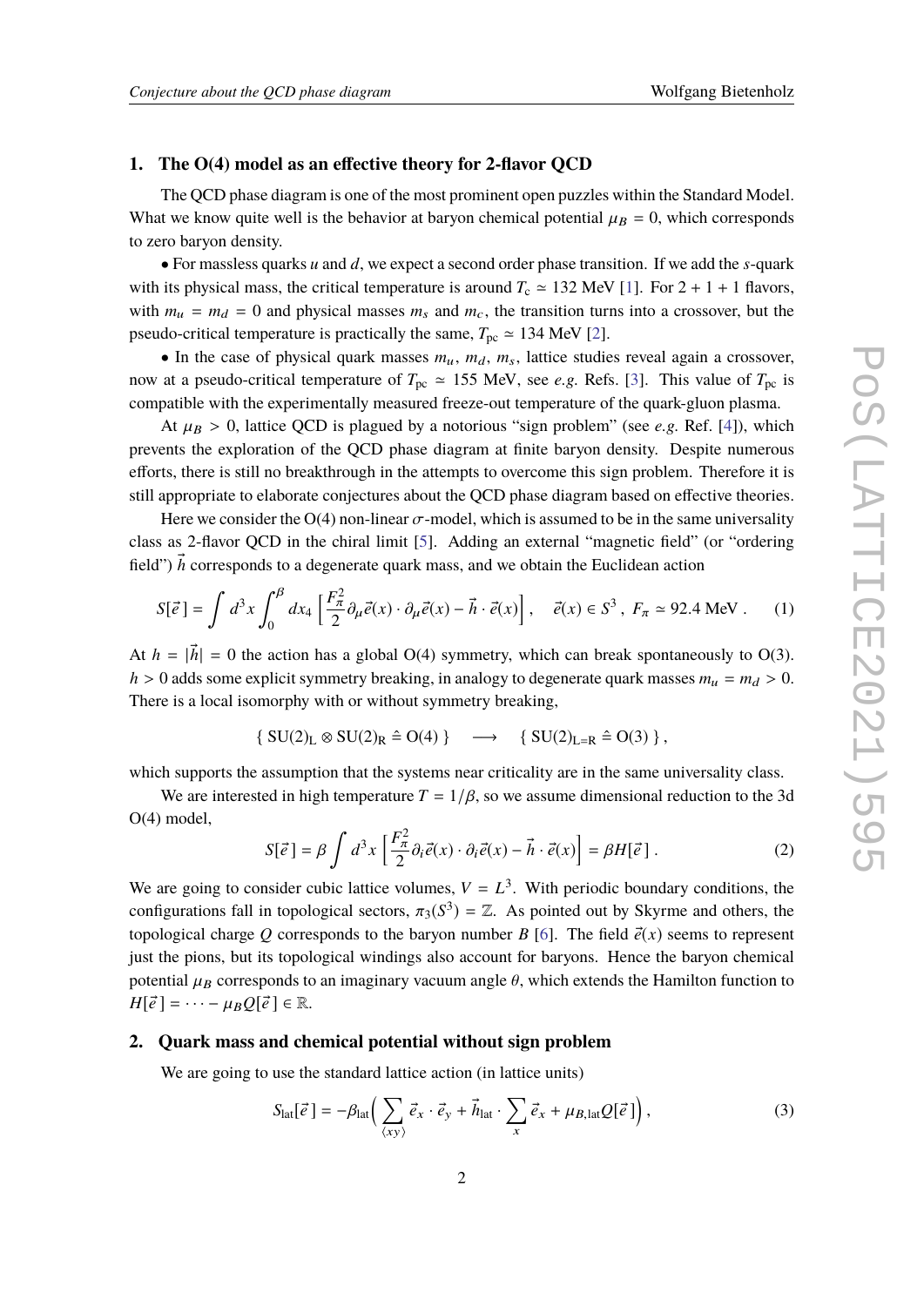## 1. The O(4) model as an effective theory for 2-flavor QCD

The QCD phase diagram is one of the most prominent open puzzles within the Standard Model. What we know quite well is the behavior at baryon chemical potential $\mu_B = 0$, which corresponds to zero baryon density.

• For massless quarks $u$ and $d$, we expect a second order phase transition. If we add the $s$-quark with its physical mass, the critical temperature is around $T_{\rm c} \simeq 132$ MeV [1]. For 2 + 1 + 1 flavors, with $m_u = m_d = 0$ and physical masses $m_s$ and $m_c$, the transition turns into a crossover, but the pseudo-critical temperature is practically the same, $T_{\rm pc} \simeq 134$ MeV [2].

• In the case of physical quark masses $m_u$, $m_d$, $m_s$, lattice studies reveal again a crossover, now at a pseudo-critical temperature of $T_{\rm pc} \simeq 155$ MeV, see *e.g.* Refs. [3]. This value of $T_{\rm pc}$ is compatible with the experimentally measured freeze-out temperature of the quark-gluon plasma.

At $\mu_B > 0$, lattice QCD is plagued by a notorious "sign problem" (see *e.g.* Ref. [4]), which prevents the exploration of the QCD phase diagram at finite baryon density. Despite numerous efforts, there is still no breakthrough in the attempts to overcome this sign problem. Therefore it is still appropriate to elaborate conjectures about the QCD phase diagram based on effective theories.

Here we consider the O(4) non-linear $\sigma$-model, which is assumed to be in the same universality class as 2-flavor QCD in the chiral limit [5]. Adding an external "magnetic field" (or "ordering field") $\vec{h}$ corresponds to a degenerate quark mass, and we obtain the Euclidean action

$$S[\vec{e}\,] = \int d^3x \int_0^\beta dx_4 \left[ \frac{F_\pi^2}{2} \partial_\mu \vec{e}(x) \cdot \partial_\mu \vec{e}(x) - \vec{h} \cdot \vec{e}(x) \right] , \quad \vec{e}(x) \in S^3 \, , \; F_\pi \simeq 92.4 \text{ MeV} \, . \tag{1}$$

At $h = |\vec{h}| = 0$ the action has a global O(4) symmetry, which can break spontaneously to O(3). $h > 0$ adds some explicit symmetry breaking, in analogy to degenerate quark masses $m_u = m_d > 0$. There is a local isomorphy with or without symmetry breaking,

$$\{ \, \mathrm{SU}(2)_{\rm L} \otimes \mathrm{SU}(2)_{\rm R} \mathrel{\widehat{=}} \mathrm{O}(4) \, \} \quad \longrightarrow \quad \{ \, \mathrm{SU}(2)_{\rm L=R} \mathrel{\widehat{=}} \mathrm{O}(3) \, \} \, ,$$

which supports the assumption that the systems near criticality are in the same universality class.

We are interested in high temperature $T = 1/\beta$, so we assume dimensional reduction to the 3d O(4) model,

$$S[\vec{e}\,] = \beta \int d^3x \left[ \frac{F_\pi^2}{2} \partial_i \vec{e}(x) \cdot \partial_i \vec{e}(x) - \vec{h} \cdot \vec{e}(x) \right] = \beta H[\vec{e}\,] \, . \tag{2}$$

We are going to consider cubic lattice volumes, $V = L^3$. With periodic boundary conditions, the configurations fall in topological sectors, $\pi_3(S^3) = \mathbb{Z}$. As pointed out by Skyrme and others, the topological charge $Q$ corresponds to the baryon number $B$ [6]. The field $\vec{e}(x)$ seems to represent just the pions, but its topological windings also account for baryons. Hence the baryon chemical potential $\mu_B$ corresponds to an imaginary vacuum angle $\theta$, which extends the Hamilton function to $H[\vec{e}\,] = \dots - \mu_B Q[\vec{e}\,] \in \mathbb{R}$.

## 2. Quark mass and chemical potential without sign problem

We are going to use the standard lattice action (in lattice units)

$$S_{\rm lat}[\vec{e}\,] = -\beta_{\rm lat} \Big( \sum_{\langle xy \rangle} \vec{e}_x \cdot \vec{e}_y + \vec{h}_{\rm lat} \cdot \sum_x \vec{e}_x + \mu_{B,{\rm lat}} Q[\vec{e}\,] \Big) \, , \tag{3}$$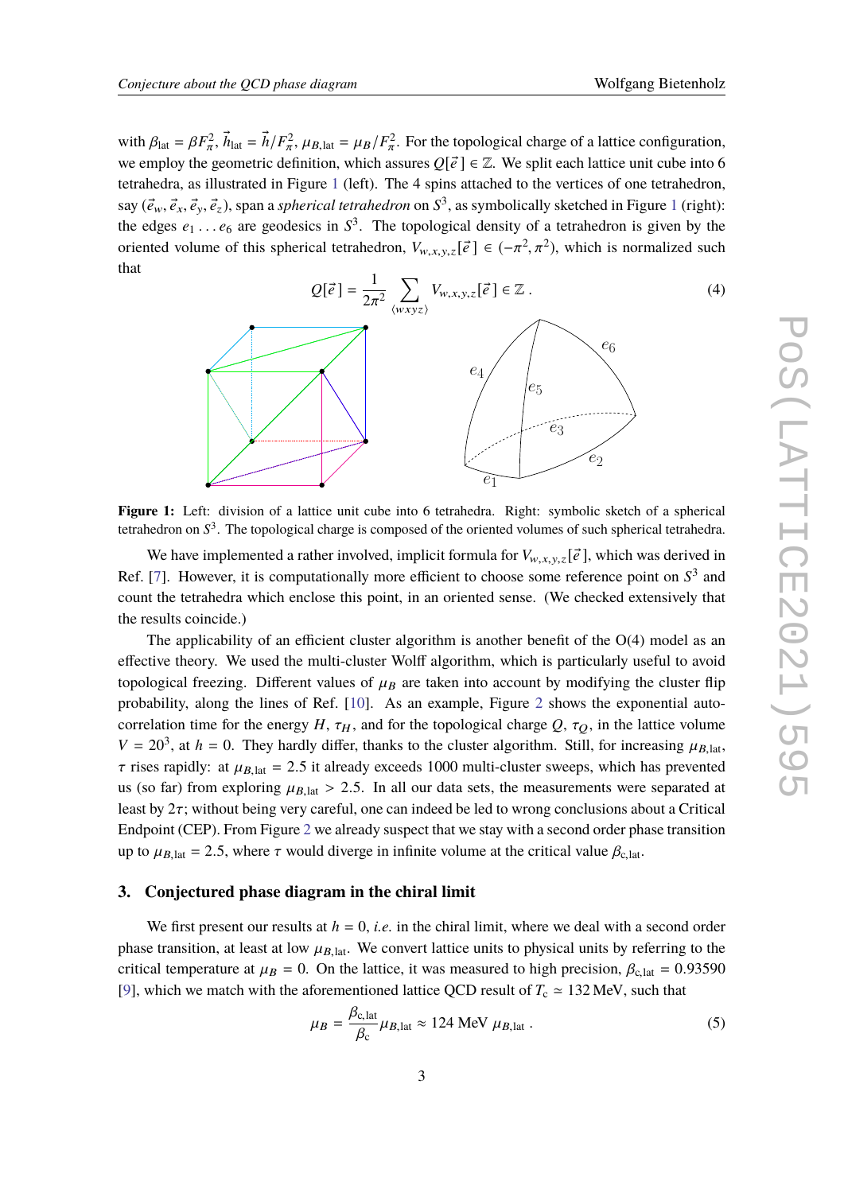with $\beta_{\rm lat} = \beta F_\pi^2$, $\vec{h}_{\rm lat} = \vec{h}/F_\pi^2$, $\mu_{B,\rm lat} = \mu_B/F_\pi^2$. For the topological charge of a lattice configuration, we employ the geometric definition, which assures $Q[\vec{e}\,] \in \mathbb{Z}$. We split each lattice unit cube into 6 tetrahedra, as illustrated in Figure 1 (left). The 4 spins attached to the vertices of one tetrahedron, say $(\vec{e}_w, \vec{e}_x, \vec{e}_y, \vec{e}_z)$, span a *spherical tetrahedron* on $S^3$, as symbolically sketched in Figure 1 (right): the edges $e_1 \dots e_6$ are geodesics in $S^3$. The topological density of a tetrahedron is given by the oriented volume of this spherical tetrahedron, $V_{w,x,y,z}[\vec{e}\,] \in (-\pi^2, \pi^2)$, which is normalized such that

$$Q[\vec{e}\,] = \frac{1}{2\pi^2} \sum_{\langle wxyz \rangle} V_{w,x,y,z}[\vec{e}\,] \in \mathbb{Z} \; . \tag{4}$$

**Figure 1:** Left: division of a lattice unit cube into 6 tetrahedra. Right: symbolic sketch of a spherical tetrahedron on $S^3$. The topological charge is composed of the oriented volumes of such spherical tetrahedra.

We have implemented a rather involved, implicit formula for $V_{w,x,y,z}[\vec{e}\,]$, which was derived in Ref. [7]. However, it is computationally more efficient to choose some reference point on $S^3$ and count the tetrahedra which enclose this point, in an oriented sense. (We checked extensively that the results coincide.)

The applicability of an efficient cluster algorithm is another benefit of the O(4) model as an effective theory. We used the multi-cluster Wolff algorithm, which is particularly useful to avoid topological freezing. Different values of $\mu_B$ are taken into account by modifying the cluster flip probability, along the lines of Ref. [10]. As an example, Figure 2 shows the exponential auto-correlation time for the energy $H$, $\tau_H$, and for the topological charge $Q$, $\tau_Q$, in the lattice volume $V = 20^3$, at $h = 0$. They hardly differ, thanks to the cluster algorithm. Still, for increasing $\mu_{B,\rm lat}$, $\tau$ rises rapidly: at $\mu_{B,\rm lat} = 2.5$ it already exceeds 1000 multi-cluster sweeps, which has prevented us (so far) from exploring $\mu_{B,\rm lat} > 2.5$. In all our data sets, the measurements were separated at least by $2\tau$; without being very careful, one can indeed be led to wrong conclusions about a Critical Endpoint (CEP). From Figure 2 we already suspect that we stay with a second order phase transition up to $\mu_{B,\rm lat} = 2.5$, where $\tau$ would diverge in infinite volume at the critical value $\beta_{\rm c,lat}$.

## 3. Conjectured phase diagram in the chiral limit

We first present our results at $h = 0$, *i.e.* in the chiral limit, where we deal with a second order phase transition, at least at low $\mu_{B,\rm lat}$. We convert lattice units to physical units by referring to the critical temperature at $\mu_B = 0$. On the lattice, it was measured to high precision, $\beta_{\rm c,lat} = 0.93590$ [9], which we match with the aforementioned lattice QCD result of $T_{\rm c} \simeq 132\,$MeV, such that

$$\mu_B = \frac{\beta_{\rm c,lat}}{\beta_{\rm c}} \mu_{B,\rm lat} \approx 124 \text{ MeV } \mu_{B,\rm lat} \; . \tag{5}$$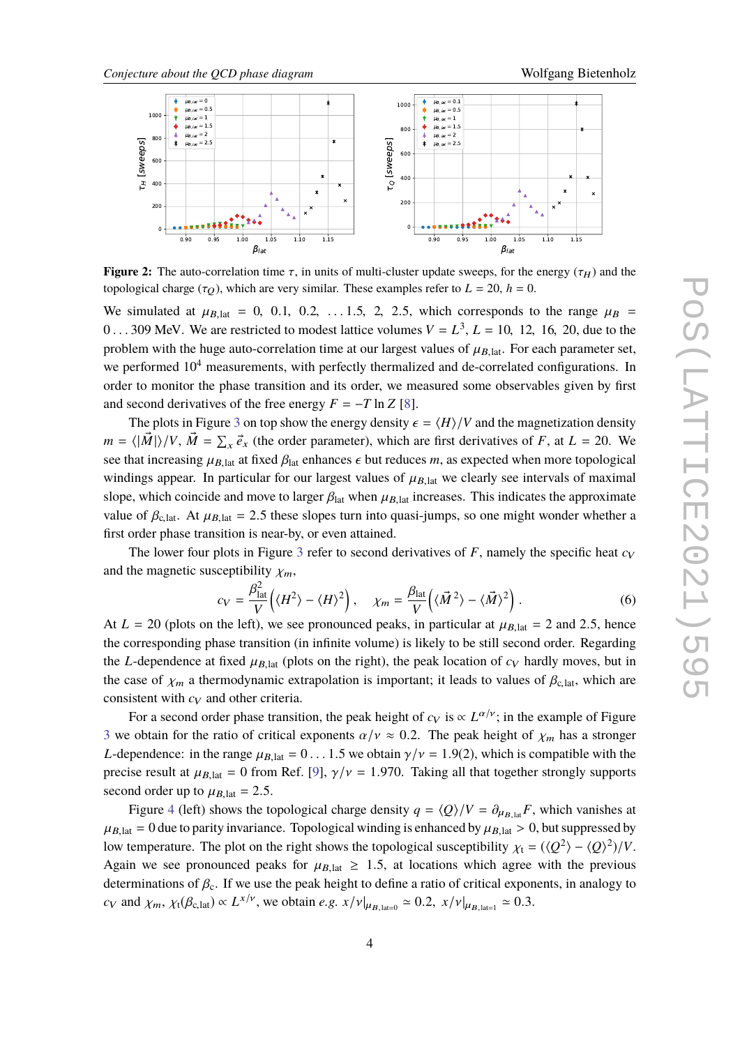**Figure 2:** The auto-correlation time $\tau$, in units of multi-cluster update sweeps, for the energy ($\tau_H$) and the topological charge ($\tau_Q$), which are very similar. These examples refer to $L = 20$, $h = 0$.

We simulated at $\mu_{B,\text{lat}} = 0,\ 0.1,\ 0.2,\ \ldots 1.5,\ 2,\ 2.5$, which corresponds to the range $\mu_B = 0\ldots 309$ MeV. We are restricted to modest lattice volumes $V = L^3$, $L = 10,\ 12,\ 16,\ 20$, due to the problem with the huge auto-correlation time at our largest values of $\mu_{B,\text{lat}}$. For each parameter set, we performed $10^4$ measurements, with perfectly thermalized and de-correlated configurations. In order to monitor the phase transition and its order, we measured some observables given by first and second derivatives of the free energy $F = -T \ln Z$ [8].

The plots in Figure 3 on top show the energy density $\epsilon = \langle H \rangle / V$ and the magnetization density $m = \langle |\vec{M}| \rangle / V$, $\vec{M} = \sum_x \vec{e}_x$ (the order parameter), which are first derivatives of $F$, at $L = 20$. We see that increasing $\mu_{B,\text{lat}}$ at fixed $\beta_{\text{lat}}$ enhances $\epsilon$ but reduces $m$, as expected when more topological windings appear. In particular for our largest values of $\mu_{B,\text{lat}}$ we clearly see intervals of maximal slope, which coincide and move to larger $\beta_{\text{lat}}$ when $\mu_{B,\text{lat}}$ increases. This indicates the approximate value of $\beta_{\text{c,lat}}$. At $\mu_{B,\text{lat}} = 2.5$ these slopes turn into quasi-jumps, so one might wonder whether a first order phase transition is near-by, or even attained.

The lower four plots in Figure 3 refer to second derivatives of $F$, namely the specific heat $c_V$ and the magnetic susceptibility $\chi_m$,

$$c_V = \frac{\beta_{\text{lat}}^2}{V} \Big( \langle H^2 \rangle - \langle H \rangle^2 \Big) , \quad \chi_m = \frac{\beta_{\text{lat}}}{V} \Big( \langle \vec{M}^{\,2} \rangle - \langle \vec{M} \rangle^2 \Big) . \tag{6}$$

At $L = 20$ (plots on the left), we see pronounced peaks, in particular at $\mu_{B,\text{lat}} = 2$ and $2.5$, hence the corresponding phase transition (in infinite volume) is likely to be still second order. Regarding the $L$-dependence at fixed $\mu_{B,\text{lat}}$ (plots on the right), the peak location of $c_V$ hardly moves, but in the case of $\chi_m$ a thermodynamic extrapolation is important; it leads to values of $\beta_{\text{c,lat}}$, which are consistent with $c_V$ and other criteria.

For a second order phase transition, the peak height of $c_V$ is $\propto L^{\alpha/\nu}$; in the example of Figure 3 we obtain for the ratio of critical exponents $\alpha/\nu \approx 0.2$. The peak height of $\chi_m$ has a stronger $L$-dependence: in the range $\mu_{B,\text{lat}} = 0\ldots 1.5$ we obtain $\gamma/\nu = 1.9(2)$, which is compatible with the precise result at $\mu_{B,\text{lat}} = 0$ from Ref. [9], $\gamma/\nu = 1.970$. Taking all that together strongly supports second order up to $\mu_{B,\text{lat}} = 2.5$.

Figure 4 (left) shows the topological charge density $q = \langle Q \rangle / V = \partial_{\mu_{B,\text{lat}}} F$, which vanishes at $\mu_{B,\text{lat}} = 0$ due to parity invariance. Topological winding is enhanced by $\mu_{B,\text{lat}} > 0$, but suppressed by low temperature. The plot on the right shows the topological susceptibility $\chi_t = (\langle Q^2 \rangle - \langle Q \rangle^2)/V$. Again we see pronounced peaks for $\mu_{B,\text{lat}} \geq 1.5$, at locations which agree with the previous determinations of $\beta_c$. If we use the peak height to define a ratio of critical exponents, in analogy to $c_V$ and $\chi_m$, $\chi_t(\beta_{\text{c,lat}}) \propto L^{x/\nu}$, we obtain *e.g.* $x/\nu|_{\mu_{B,\text{lat}=0}} \simeq 0.2$, $x/\nu|_{\mu_{B,\text{lat}=1}} \simeq 0.3$.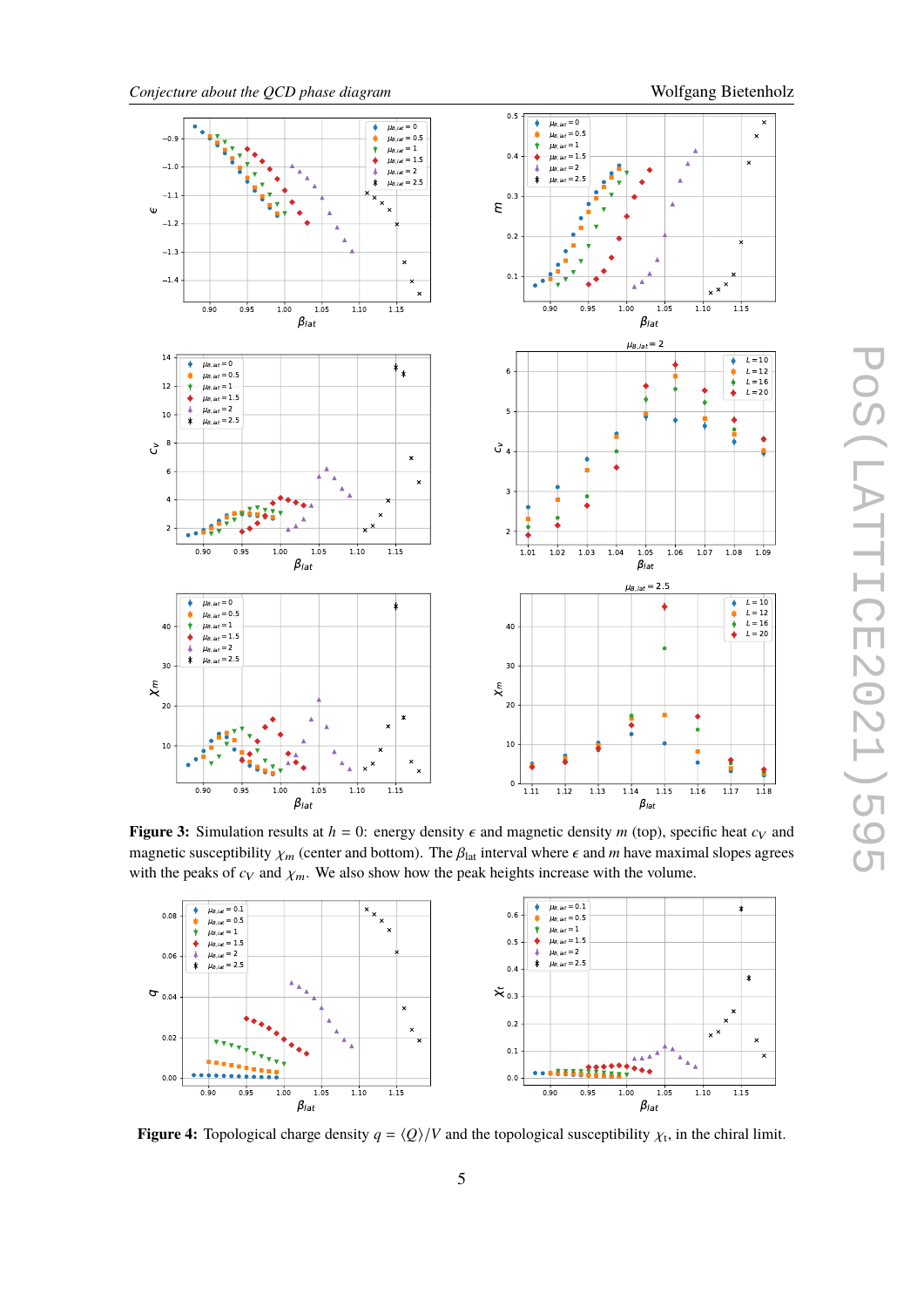**Figure 3:** Simulation results at $h = 0$: energy density $\epsilon$ and magnetic density $m$ (top), specific heat $c_V$ and magnetic susceptibility $\chi_m$ (center and bottom). The $\beta_{\rm lat}$ interval where $\epsilon$ and $m$ have maximal slopes agrees with the peaks of $c_V$ and $\chi_m$. We also show how the peak heights increase with the volume.

**Figure 4:** Topological charge density $q = \langle Q \rangle / V$ and the topological susceptibility $\chi_t$, in the chiral limit.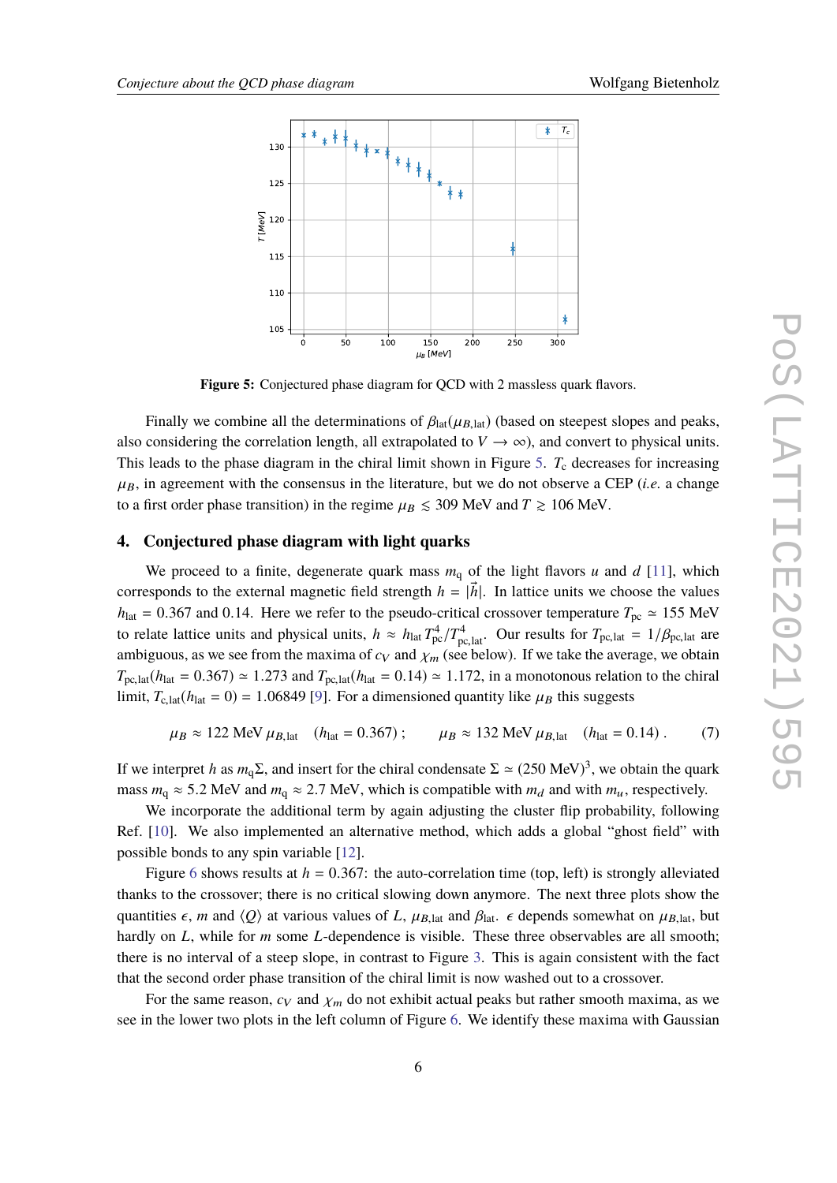Figure 5: Conjectured phase diagram for QCD with 2 massless quark flavors.

Finally we combine all the determinations of $\beta_{\rm lat}(\mu_{B,\rm lat})$ (based on steepest slopes and peaks, also considering the correlation length, all extrapolated to $V \to \infty$), and convert to physical units. This leads to the phase diagram in the chiral limit shown in Figure 5. $T_c$ decreases for increasing $\mu_B$, in agreement with the consensus in the literature, but we do not observe a CEP (*i.e.* a change to a first order phase transition) in the regime $\mu_B \lesssim 309$ MeV and $T \gtrsim 106$ MeV.

## 4. Conjectured phase diagram with light quarks

We proceed to a finite, degenerate quark mass $m_{\rm q}$ of the light flavors $u$ and $d$ [11], which corresponds to the external magnetic field strength $h = |\vec{h}|$. In lattice units we choose the values $h_{\rm lat} = 0.367$ and $0.14$. Here we refer to the pseudo-critical crossover temperature $T_{\rm pc} \simeq 155$ MeV to relate lattice units and physical units, $h \approx h_{\rm lat}\, T_{\rm pc}^4 / T_{\rm pc,lat}^4$. Our results for $T_{\rm pc,lat} = 1/\beta_{\rm pc,lat}$ are ambiguous, as we see from the maxima of $c_V$ and $\chi_m$ (see below). If we take the average, we obtain $T_{\rm pc,lat}(h_{\rm lat} = 0.367) \simeq 1.273$ and $T_{\rm pc,lat}(h_{\rm lat} = 0.14) \simeq 1.172$, in a monotonous relation to the chiral limit, $T_{\rm c,lat}(h_{\rm lat} = 0) = 1.06849$ [9]. For a dimensioned quantity like $\mu_B$ this suggests

$$\mu_B \approx 122 \text{ MeV}\, \mu_{B,\rm lat} \quad (h_{\rm lat} = 0.367) \, ; \qquad \mu_B \approx 132 \text{ MeV}\, \mu_{B,\rm lat} \quad (h_{\rm lat} = 0.14) \, . \tag{7}$$

If we interpret $h$ as $m_{\rm q}\Sigma$, and insert for the chiral condensate $\Sigma \simeq (250 \text{ MeV})^3$, we obtain the quark mass $m_{\rm q} \approx 5.2$ MeV and $m_{\rm q} \approx 2.7$ MeV, which is compatible with $m_d$ and with $m_u$, respectively.

We incorporate the additional term by again adjusting the cluster flip probability, following Ref. [10]. We also implemented an alternative method, which adds a global "ghost field" with possible bonds to any spin variable [12].

Figure 6 shows results at $h = 0.367$: the auto-correlation time (top, left) is strongly alleviated thanks to the crossover; there is no critical slowing down anymore. The next three plots show the quantities $\epsilon$, $m$ and $\langle Q \rangle$ at various values of $L$, $\mu_{B,\rm lat}$ and $\beta_{\rm lat}$. $\epsilon$ depends somewhat on $\mu_{B,\rm lat}$, but hardly on $L$, while for $m$ some $L$-dependence is visible. These three observables are all smooth; there is no interval of a steep slope, in contrast to Figure 3. This is again consistent with the fact that the second order phase transition of the chiral limit is now washed out to a crossover.

For the same reason, $c_V$ and $\chi_m$ do not exhibit actual peaks but rather smooth maxima, as we see in the lower two plots in the left column of Figure 6. We identify these maxima with Gaussian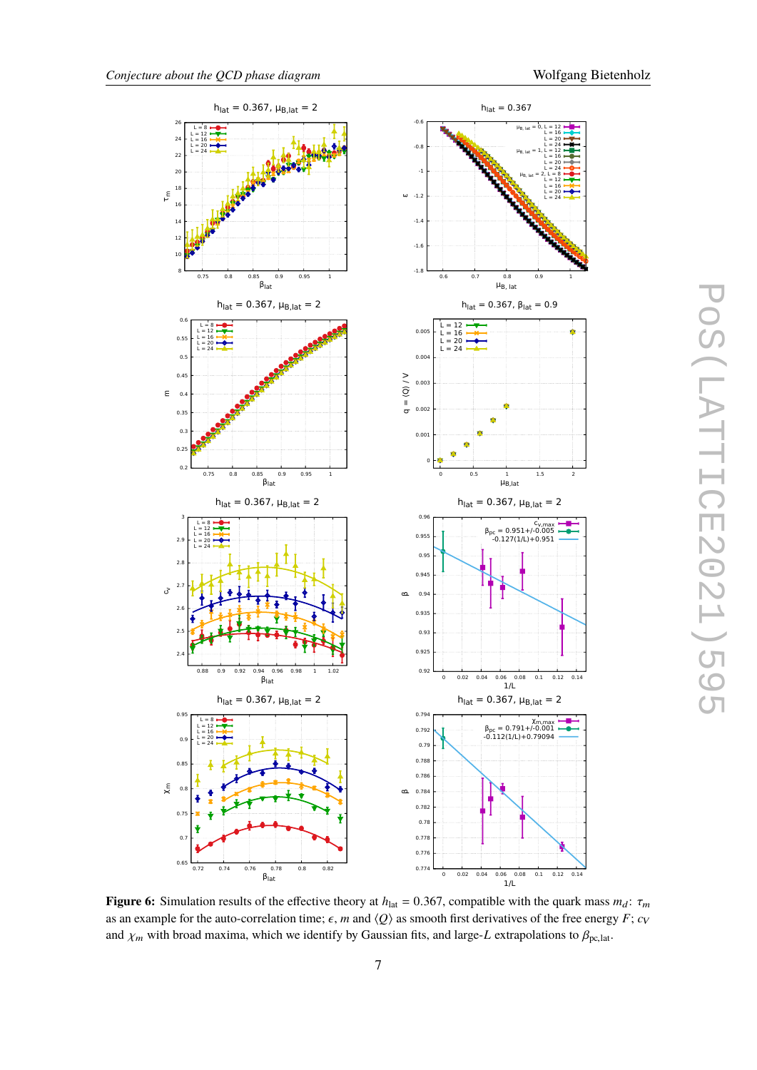**Figure 6:** Simulation results of the effective theory at $h_{\rm lat} = 0.367$, compatible with the quark mass $m_d$: $\tau_m$ as an example for the auto-correlation time; $\epsilon$, $m$ and $\langle Q \rangle$ as smooth first derivatives of the free energy $F$; $c_V$ and $\chi_m$ with broad maxima, which we identify by Gaussian fits, and large-$L$ extrapolations to $\beta_{\rm pc,lat}$.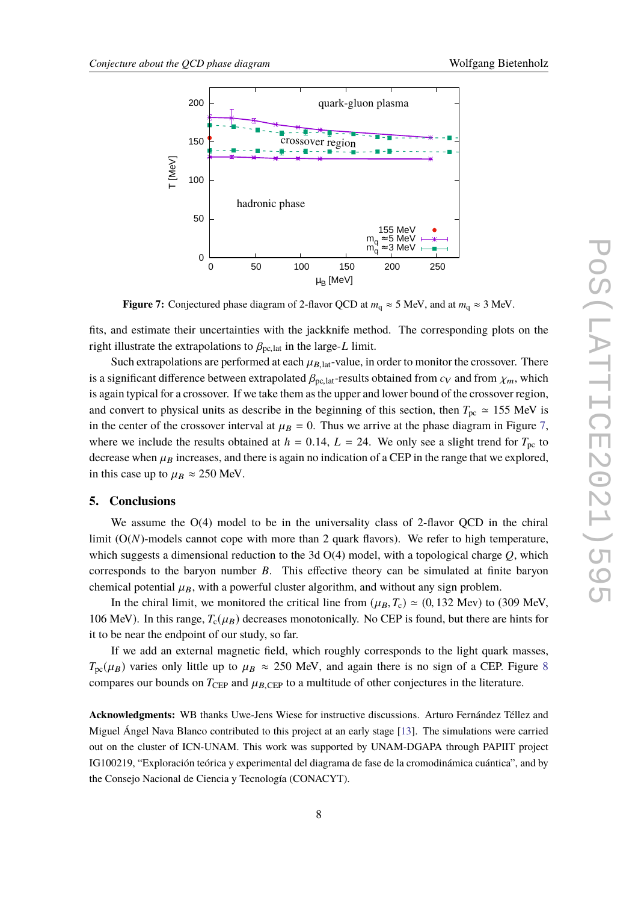**Figure 7:** Conjectured phase diagram of 2-flavor QCD at $m_q \approx 5$ MeV, and at $m_q \approx 3$ MeV.

fits, and estimate their uncertainties with the jackknife method. The corresponding plots on the right illustrate the extrapolations to $\beta_{\rm pc,lat}$ in the large-$L$ limit.

Such extrapolations are performed at each $\mu_{B,\rm lat}$-value, in order to monitor the crossover. There is a significant difference between extrapolated $\beta_{\rm pc,lat}$-results obtained from $c_V$ and from $\chi_m$, which is again typical for a crossover. If we take them as the upper and lower bound of the crossover region, and convert to physical units as describe in the beginning of this section, then $T_{\rm pc} \simeq 155$ MeV is in the center of the crossover interval at $\mu_B = 0$. Thus we arrive at the phase diagram in Figure 7, where we include the results obtained at $h = 0.14$, $L = 24$. We only see a slight trend for $T_{\rm pc}$ to decrease when $\mu_B$ increases, and there is again no indication of a CEP in the range that we explored, in this case up to $\mu_B \approx 250$ MeV.

## 5. Conclusions

We assume the O(4) model to be in the universality class of 2-flavor QCD in the chiral limit (O($N$)-models cannot cope with more than 2 quark flavors). We refer to high temperature, which suggests a dimensional reduction to the 3d O(4) model, with a topological charge $Q$, which corresponds to the baryon number $B$. This effective theory can be simulated at finite baryon chemical potential $\mu_B$, with a powerful cluster algorithm, and without any sign problem.

In the chiral limit, we monitored the critical line from $(\mu_B, T_c) \simeq (0, 132$ Mev) to (309 MeV, 106 MeV). In this range, $T_c(\mu_B)$ decreases monotonically. No CEP is found, but there are hints for it to be near the endpoint of our study, so far.

If we add an external magnetic field, which roughly corresponds to the light quark masses, $T_{\rm pc}(\mu_B)$ varies only little up to $\mu_B \approx 250$ MeV, and again there is no sign of a CEP. Figure 8 compares our bounds on $T_{\rm CEP}$ and $\mu_{B,\rm CEP}$ to a multitude of other conjectures in the literature.

**Acknowledgments:** WB thanks Uwe-Jens Wiese for instructive discussions. Arturo Fernández Téllez and Miguel Ángel Nava Blanco contributed to this project at an early stage [13]. The simulations were carried out on the cluster of ICN-UNAM. This work was supported by UNAM-DGAPA through PAPIIT project IG100219, "Exploración teórica y experimental del diagrama de fase de la cromodinámica cuántica", and by the Consejo Nacional de Ciencia y Tecnología (CONACYT).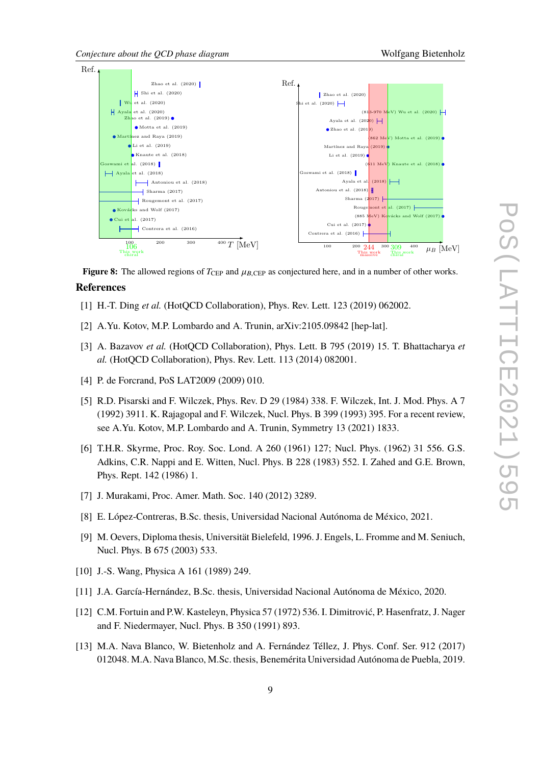Ref.

Zhao et al. (2020)
Shi et al. (2020)
Wu et al. (2020)
Ayala et al. (2020)
Zhao et al. (2019)
Motta et al. (2019)
Martínez and Raya (2019)
Li et al. (2019)
Knaute et al. (2018)
Goswami et al. (2018)
Ayala et al. (2018)
Antoniou et al. (2018)
Sharma (2017)
Rougemont et al. (2017)
Kovács and Wolf (2017)
Cui et al. (2017)
Contrera et al. (2016)

100 106 200 300 400 $T$ [MeV]
This work chiral

Ref.

Zhao et al. (2020)
Shi et al. (2020)
(813–970 MeV) Wu et al. (2020)
Ayala et al. (2020)
Zhao et al. (2019)
(862 MeV) Motta et al. (2019)
Martínez and Raya (2019)
Li et al. (2019)
(611 MeV) Knaute et al. (2018)
Goswami et al. (2018)
Ayala et al. (2018)
Antoniou et al. (2018)
Sharma (2017)
Rougemont et al. (2017)
(885 MeV) Kovács and Wolf (2017)
Cui et al. (2017)
Contrera et al. (2016)

100 200 244 300 309 400 $\mu_B$ [MeV]
This work massive
This work chiral

**Figure 8:** The allowed regions of $T_{\rm CEP}$ and $\mu_{B,{\rm CEP}}$ as conjectured here, and in a number of other works.

## References

[1] H.-T. Ding *et al.* (HotQCD Collaboration), Phys. Rev. Lett. 123 (2019) 062002.

[2] A.Yu. Kotov, M.P. Lombardo and A. Trunin, arXiv:2105.09842 [hep-lat].

[3] A. Bazavov *et al.* (HotQCD Collaboration), Phys. Lett. B 795 (2019) 15. T. Bhattacharya *et al.* (HotQCD Collaboration), Phys. Rev. Lett. 113 (2014) 082001.

[4] P. de Forcrand, PoS LAT2009 (2009) 010.

[5] R.D. Pisarski and F. Wilczek, Phys. Rev. D 29 (1984) 338. F. Wilczek, Int. J. Mod. Phys. A 7 (1992) 3911. K. Rajagopal and F. Wilczek, Nucl. Phys. B 399 (1993) 395. For a recent review, see A.Yu. Kotov, M.P. Lombardo and A. Trunin, Symmetry 13 (2021) 1833.

[6] T.H.R. Skyrme, Proc. Roy. Soc. Lond. A 260 (1961) 127; Nucl. Phys. (1962) 31 556. G.S. Adkins, C.R. Nappi and E. Witten, Nucl. Phys. B 228 (1983) 552. I. Zahed and G.E. Brown, Phys. Rept. 142 (1986) 1.

[7] J. Murakami, Proc. Amer. Math. Soc. 140 (2012) 3289.

[8] E. López-Contreras, B.Sc. thesis, Universidad Nacional Autónoma de México, 2021.

[9] M. Oevers, Diploma thesis, Universität Bielefeld, 1996. J. Engels, L. Fromme and M. Seniuch, Nucl. Phys. B 675 (2003) 533.

[10] J.-S. Wang, Physica A 161 (1989) 249.

[11] J.A. García-Hernández, B.Sc. thesis, Universidad Nacional Autónoma de México, 2020.

[12] C.M. Fortuin and P.W. Kasteleyn, Physica 57 (1972) 536. I. Dimitrović, P. Hasenfratz, J. Nager and F. Niedermayer, Nucl. Phys. B 350 (1991) 893.

[13] M.A. Nava Blanco, W. Bietenholz and A. Fernández Téllez, J. Phys. Conf. Ser. 912 (2017) 012048. M.A. Nava Blanco, M.Sc. thesis, Benemérita Universidad Autónoma de Puebla, 2019.